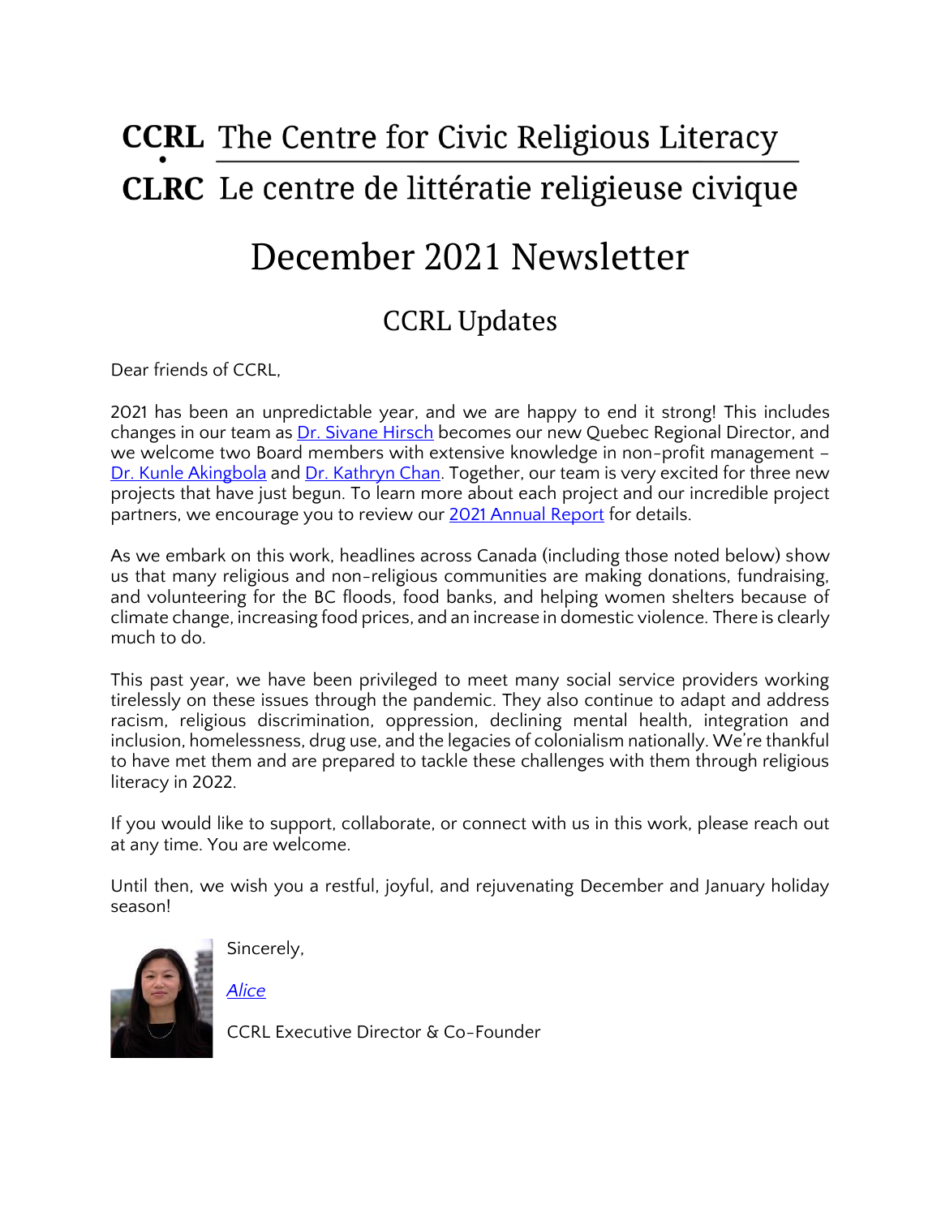**CCRL** The Centre for Civic Religious Literacy

**CLRC** Le centre de littératie religieuse civique

# December 2021 Newsletter

## CCRL Updates

Dear friends of CCRL,

2021 has been an unpredictable year, and we are happy to end it strong! This includes changes in our team as Dr. Sivane Hirsch becomes our new Quebec Regional Director, and we welcome two Board members with extensive knowledge in non-profit management – Dr. Kunle Akingbola and Dr. Kathryn Chan. Together, our team is very excited for three new projects that have just begun. To learn more about each project and our incredible project partners, we encourage you to review our 2021 Annual Report for details.

As we embark on this work, headlines across Canada (including those noted below) show us that many religious and non-religious communities are making donations, fundraising, and volunteering for the BC floods, food banks, and helping women shelters because of climate change, increasing food prices, and an increase in domestic violence. There is clearly much to do.

This past year, we have been privileged to meet many social service providers working tirelessly on these issues through the pandemic. They also continue to adapt and address racism, religious discrimination, oppression, declining mental health, integration and inclusion, homelessness, drug use, and the legacies of colonialism nationally. We're thankful to have met them and are prepared to tackle these challenges with them through religious literacy in 2022.

If you would like to support, collaborate, or connect with us in this work, please reach out at any time. You are welcome.

Until then, we wish you a restful, joyful, and rejuvenating December and January holiday season!

Sincerely,

*Alice*

CCRL Executive Director & Co-Founder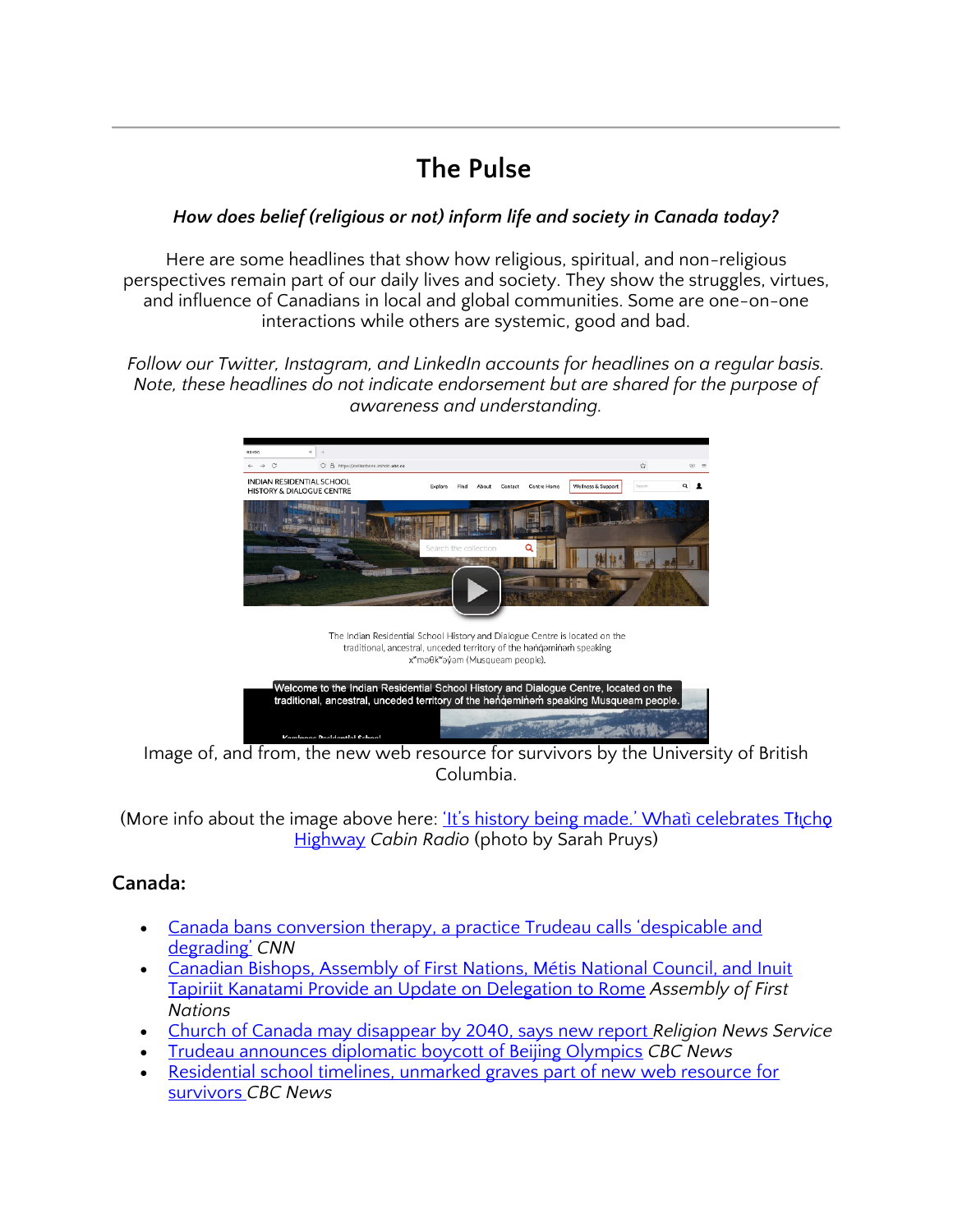## The Pulse

***How does belief (religious or not) inform life and society in Canada today?***

Here are some headlines that show how religious, spiritual, and non-religious perspectives remain part of our daily lives and society. They show the struggles, virtues, and influence of Canadians in local and global communities. Some are one-on-one interactions while others are systemic, good and bad.

*Follow our Twitter, Instagram, and LinkedIn accounts for headlines on a regular basis. Note, these headlines do not indicate endorsement but are shared for the purpose of awareness and understanding.*

Image of, and from, the new web resource for survivors by the University of British Columbia.

(More info about the image above here: 'It's history being made.' Whatì celebrates Tłı̨chǫ Highway *Cabin Radio* (photo by Sarah Pruys)

### Canada:

- Canada bans conversion therapy, a practice Trudeau calls 'despicable and degrading' *CNN*
- Canadian Bishops, Assembly of First Nations, Métis National Council, and Inuit Tapiriit Kanatami Provide an Update on Delegation to Rome *Assembly of First Nations*
- Church of Canada may disappear by 2040, says new report *Religion News Service*
- Trudeau announces diplomatic boycott of Beijing Olympics *CBC News*
- Residential school timelines, unmarked graves part of new web resource for survivors *CBC News*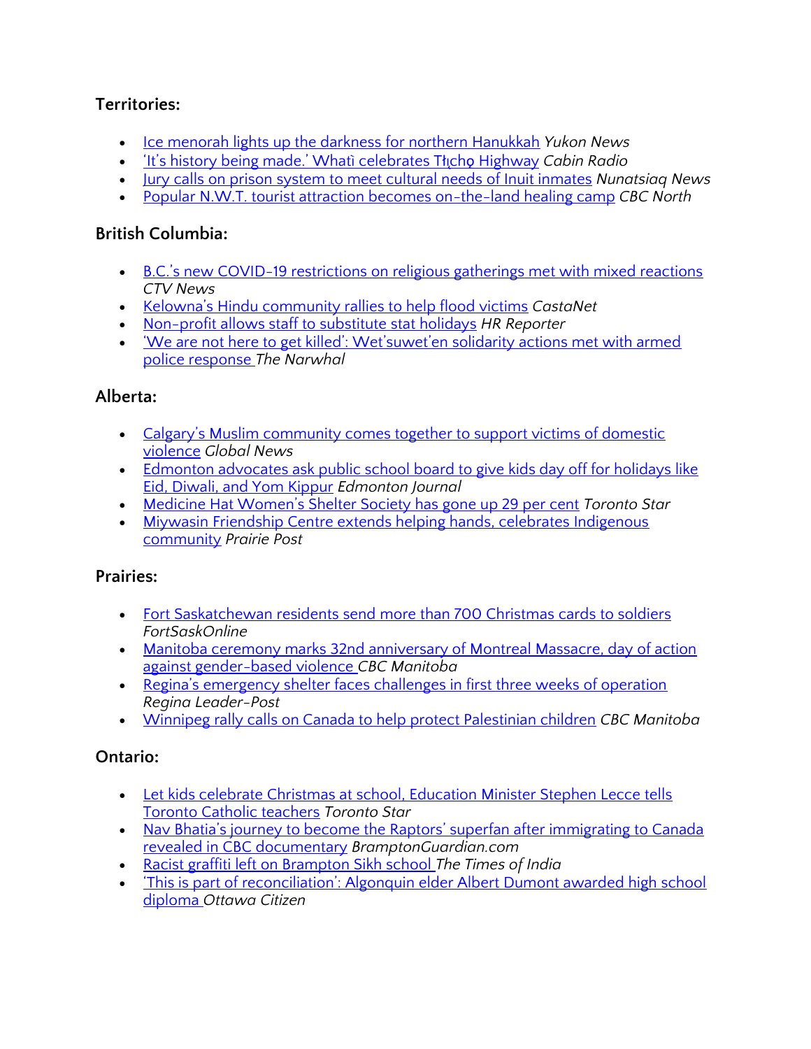### Territories:

- Ice menorah lights up the darkness for northern Hanukkah *Yukon News*
- 'It's history being made.' Whatì celebrates Tłı̨chǫ Highway *Cabin Radio*
- Jury calls on prison system to meet cultural needs of Inuit inmates *Nunatsiaq News*
- Popular N.W.T. tourist attraction becomes on-the-land healing camp *CBC North*

### British Columbia:

- B.C.'s new COVID-19 restrictions on religious gatherings met with mixed reactions *CTV News*
- Kelowna's Hindu community rallies to help flood victims *CastaNet*
- Non-profit allows staff to substitute stat holidays *HR Reporter*
- 'We are not here to get killed': Wet'suwet'en solidarity actions met with armed police response *The Narwhal*

### Alberta:

- Calgary's Muslim community comes together to support victims of domestic violence *Global News*
- Edmonton advocates ask public school board to give kids day off for holidays like Eid, Diwali, and Yom Kippur *Edmonton Journal*
- Medicine Hat Women's Shelter Society has gone up 29 per cent *Toronto Star*
- Miywasin Friendship Centre extends helping hands, celebrates Indigenous community *Prairie Post*

### Prairies:

- Fort Saskatchewan residents send more than 700 Christmas cards to soldiers *FortSaskOnline*
- Manitoba ceremony marks 32nd anniversary of Montreal Massacre, day of action against gender-based violence *CBC Manitoba*
- Regina's emergency shelter faces challenges in first three weeks of operation *Regina Leader-Post*
- Winnipeg rally calls on Canada to help protect Palestinian children *CBC Manitoba*

### Ontario:

- Let kids celebrate Christmas at school, Education Minister Stephen Lecce tells Toronto Catholic teachers *Toronto Star*
- Nav Bhatia's journey to become the Raptors' superfan after immigrating to Canada revealed in CBC documentary *BramptonGuardian.com*
- Racist graffiti left on Brampton Sikh school *The Times of India*
- 'This is part of reconciliation': Algonquin elder Albert Dumont awarded high school diploma *Ottawa Citizen*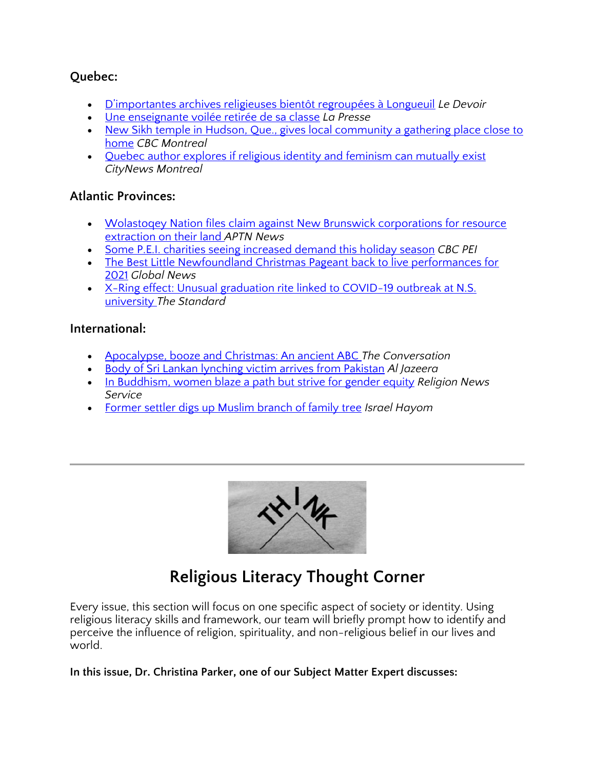### Quebec:

- D'importantes archives religieuses bientôt regroupées à Longueuil *Le Devoir*
- Une enseignante voilée retirée de sa classe *La Presse*
- New Sikh temple in Hudson, Que., gives local community a gathering place close to home *CBC Montreal*
- Quebec author explores if religious identity and feminism can mutually exist *CityNews Montreal*

### Atlantic Provinces:

- Wolastoqey Nation files claim against New Brunswick corporations for resource extraction on their land *APTN News*
- Some P.E.I. charities seeing increased demand this holiday season *CBC PEI*
- The Best Little Newfoundland Christmas Pageant back to live performances for 2021 *Global News*
- X-Ring effect: Unusual graduation rite linked to COVID-19 outbreak at N.S. university *The Standard*

### International:

- Apocalypse, booze and Christmas: An ancient ABC *The Conversation*
- Body of Sri Lankan lynching victim arrives from Pakistan *Al Jazeera*
- In Buddhism, women blaze a path but strive for gender equity *Religion News Service*
- Former settler digs up Muslim branch of family tree *Israel Hayom*

---

## Religious Literacy Thought Corner

Every issue, this section will focus on one specific aspect of society or identity. Using religious literacy skills and framework, our team will briefly prompt how to identify and perceive the influence of religion, spirituality, and non-religious belief in our lives and world.

**In this issue, Dr. Christina Parker, one of our Subject Matter Expert discusses:**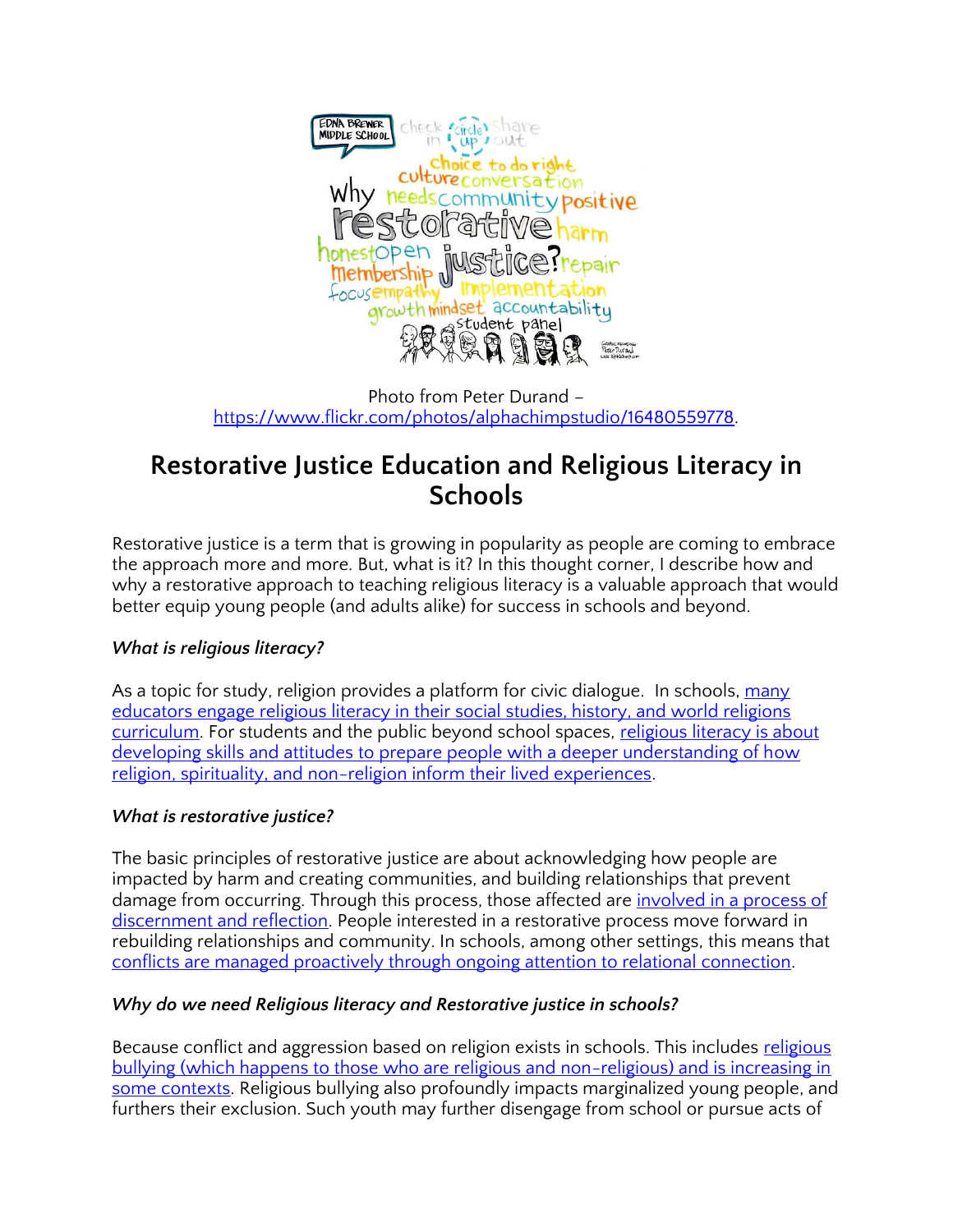Photo from Peter Durand – https://www.flickr.com/photos/alphachimpstudio/16480559778.

# Restorative Justice Education and Religious Literacy in Schools

Restorative justice is a term that is growing in popularity as people are coming to embrace the approach more and more. But, what is it? In this thought corner, I describe how and why a restorative approach to teaching religious literacy is a valuable approach that would better equip young people (and adults alike) for success in schools and beyond.

***What is religious literacy?***

As a topic for study, religion provides a platform for civic dialogue. In schools, many educators engage religious literacy in their social studies, history, and world religions curriculum. For students and the public beyond school spaces, religious literacy is about developing skills and attitudes to prepare people with a deeper understanding of how religion, spirituality, and non-religion inform their lived experiences.

***What is restorative justice?***

The basic principles of restorative justice are about acknowledging how people are impacted by harm and creating communities, and building relationships that prevent damage from occurring. Through this process, those affected are involved in a process of discernment and reflection. People interested in a restorative process move forward in rebuilding relationships and community. In schools, among other settings, this means that conflicts are managed proactively through ongoing attention to relational connection.

***Why do we need Religious literacy and Restorative justice in schools?***

Because conflict and aggression based on religion exists in schools. This includes religious bullying (which happens to those who are religious and non-religious) and is increasing in some contexts. Religious bullying also profoundly impacts marginalized young people, and furthers their exclusion. Such youth may further disengage from school or pursue acts of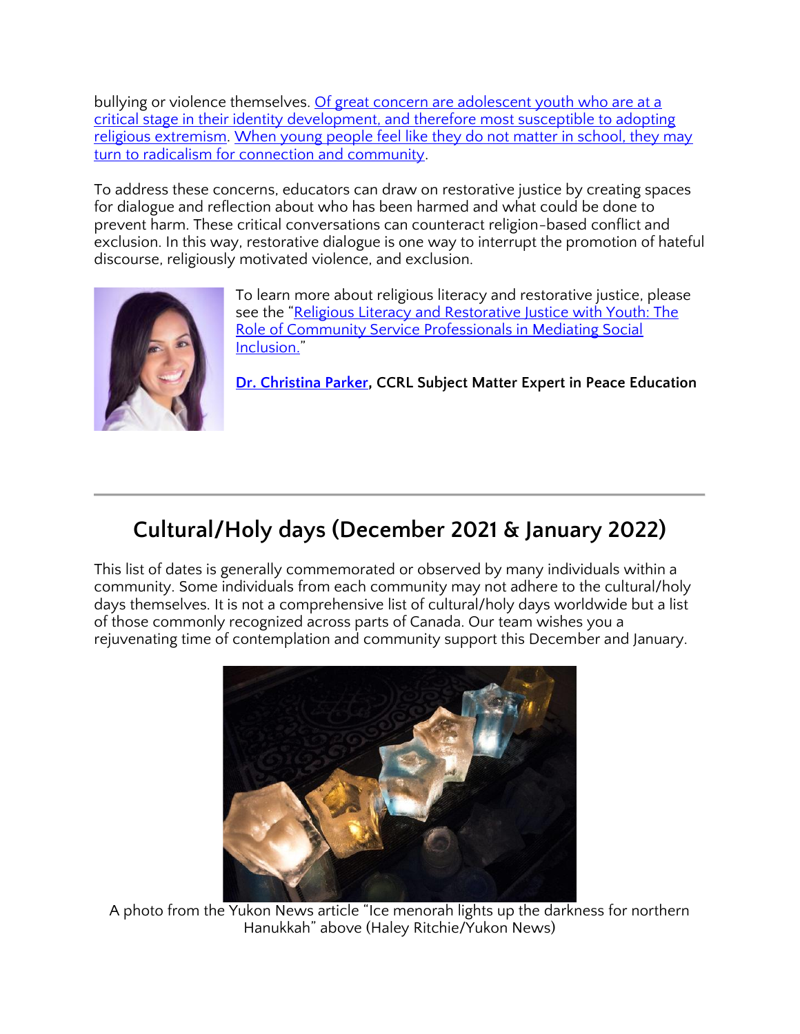bullying or violence themselves. Of great concern are adolescent youth who are at a critical stage in their identity development, and therefore most susceptible to adopting religious extremism. When young people feel like they do not matter in school, they may turn to radicalism for connection and community.

To address these concerns, educators can draw on restorative justice by creating spaces for dialogue and reflection about who has been harmed and what could be done to prevent harm. These critical conversations can counteract religion-based conflict and exclusion. In this way, restorative dialogue is one way to interrupt the promotion of hateful discourse, religiously motivated violence, and exclusion.

To learn more about religious literacy and restorative justice, please see the "Religious Literacy and Restorative Justice with Youth: The Role of Community Service Professionals in Mediating Social Inclusion."

**Dr. Christina Parker, CCRL Subject Matter Expert in Peace Education**

---

## Cultural/Holy days (December 2021 & January 2022)

This list of dates is generally commemorated or observed by many individuals within a community. Some individuals from each community may not adhere to the cultural/holy days themselves. It is not a comprehensive list of cultural/holy days worldwide but a list of those commonly recognized across parts of Canada. Our team wishes you a rejuvenating time of contemplation and community support this December and January.

A photo from the Yukon News article "Ice menorah lights up the darkness for northern Hanukkah" above (Haley Ritchie/Yukon News)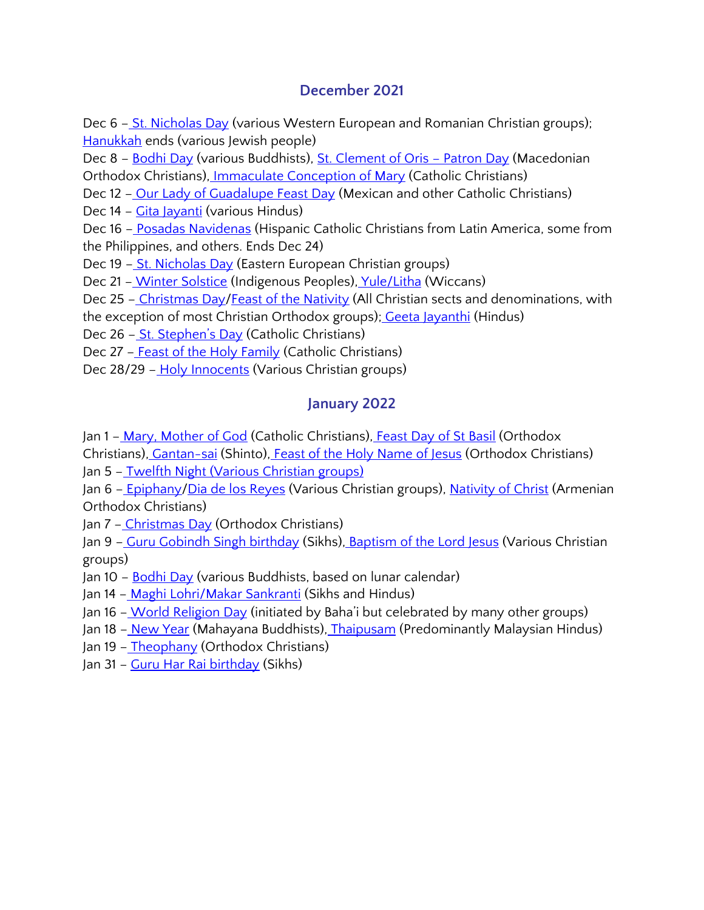## December 2021

Dec 6 – St. Nicholas Day (various Western European and Romanian Christian groups); Hanukkah ends (various Jewish people)  
Dec 8 – Bodhi Day (various Buddhists), St. Clement of Oris – Patron Day (Macedonian Orthodox Christians), Immaculate Conception of Mary (Catholic Christians)  
Dec 12 – Our Lady of Guadalupe Feast Day (Mexican and other Catholic Christians)  
Dec 14 – Gita Jayanti (various Hindus)  
Dec 16 – Posadas Navidenas (Hispanic Catholic Christians from Latin America, some from the Philippines, and others. Ends Dec 24)  
Dec 19 – St. Nicholas Day (Eastern European Christian groups)  
Dec 21 – Winter Solstice (Indigenous Peoples), Yule/Litha (Wiccans)  
Dec 25 – Christmas Day/Feast of the Nativity (All Christian sects and denominations, with the exception of most Christian Orthodox groups); Geeta Jayanthi (Hindus)  
Dec 26 – St. Stephen's Day (Catholic Christians)  
Dec 27 – Feast of the Holy Family (Catholic Christians)  
Dec 28/29 – Holy Innocents (Various Christian groups)

## January 2022

Jan 1 – Mary, Mother of God (Catholic Christians), Feast Day of St Basil (Orthodox Christians), Gantan-sai (Shinto), Feast of the Holy Name of Jesus (Orthodox Christians)  
Jan 5 – Twelfth Night (Various Christian groups)  
Jan 6 – Epiphany/Dia de los Reyes (Various Christian groups), Nativity of Christ (Armenian Orthodox Christians)  
Jan 7 – Christmas Day (Orthodox Christians)  
Jan 9 – Guru Gobindh Singh birthday (Sikhs), Baptism of the Lord Jesus (Various Christian groups)  
Jan 10 – Bodhi Day (various Buddhists, based on lunar calendar)  
Jan 14 – Maghi Lohri/Makar Sankranti (Sikhs and Hindus)  
Jan 16 – World Religion Day (initiated by Baha'i but celebrated by many other groups)  
Jan 18 – New Year (Mahayana Buddhists), Thaipusam (Predominantly Malaysian Hindus)  
Jan 19 – Theophany (Orthodox Christians)  
Jan 31 – Guru Har Rai birthday (Sikhs)